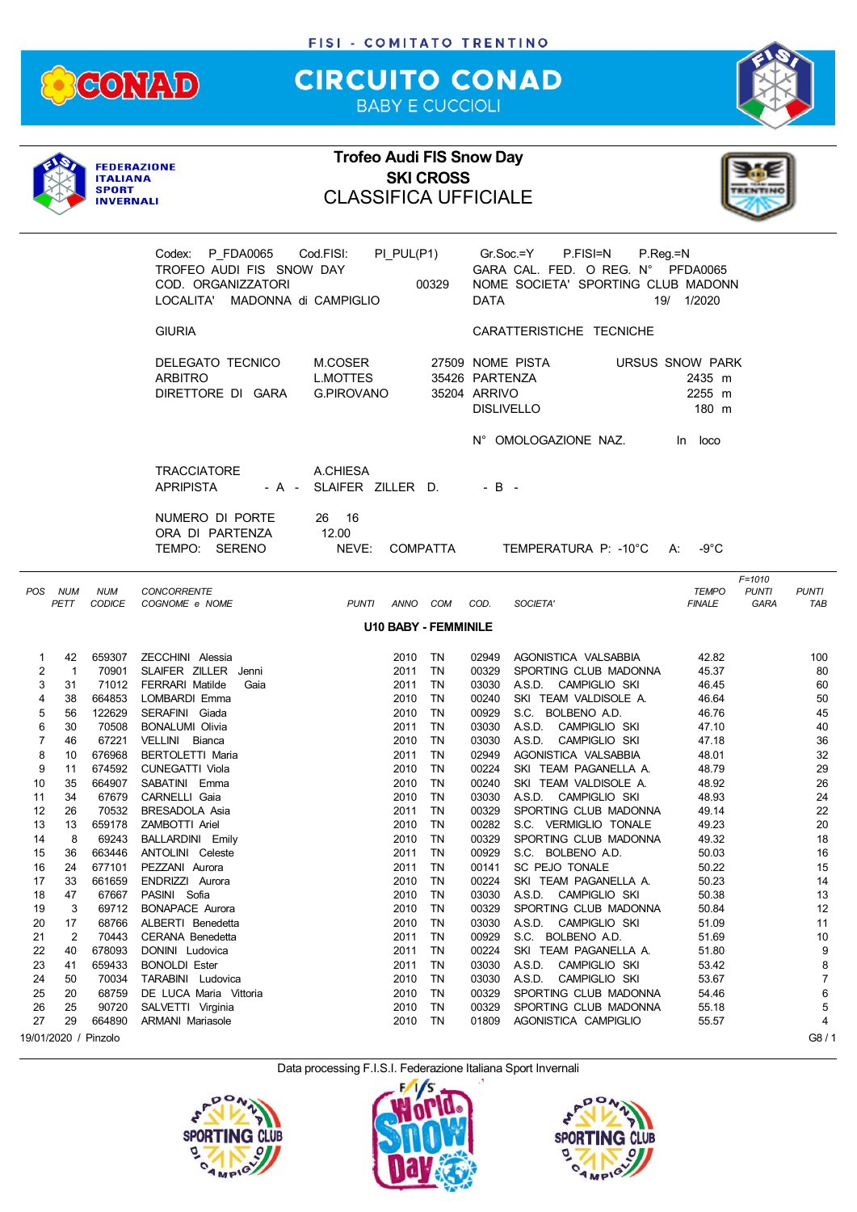FISI - COMITATO TRENTINO

# CIRCUITO CONAD

BABY E CUCCIOLI

FEDERAZIONE ITALIANA SPORT INVERNALI

## Trofeo Audi FIS Snow Day
## SKI CROSS
## CLASSIFICA UFFICIALE

Codex: P_FDA0065 Cod.FISI: PI_PUL(P1) Gr.Soc.=Y P.FISI=N P.Reg.=N
TROFEO AUDI FIS SNOW DAY GARA CAL. FED. O REG. N° PFDA0065
COD. ORGANIZZATORI 00329 NOME SOCIETA' SPORTING CLUB MADONN
LOCALITA' MADONNA di CAMPIGLIO DATA 19/ 1/2020

GIURIA

DELEGATO TECNICO M.COSER 27509
ARBITRO L.MOTTES 35426
DIRETTORE DI GARA G.PIROVANO 35204

CARATTERISTICHE TECNICHE

NOME PISTA URSUS SNOW PARK
PARTENZA 2435 m
ARRIVO 2255 m
DISLIVELLO 180 m

N° OMOLOGAZIONE NAZ. In loco

TRACCIATORE A.CHIESA
APRIPISTA - A - SLAIFER ZILLER D. - B -

NUMERO DI PORTE 26 16
ORA DI PARTENZA 12.00
TEMPO: SERENO NEVE: COMPATTA TEMPERATURA P: -10°C A: -9°C

**U10 BABY - FEMMINILE**

| POS | NUM PETT | NUM CODICE | CONCORRENTE COGNOME e NOME | PUNTI | ANNO | COM | COD. | SOCIETA' | TEMPO FINALE | F=1010 PUNTI GARA | PUNTI TAB |
|---|---|---|---|---|---|---|---|---|---|---|---|
| 1 | 42 | 659307 | ZECCHINI Alessia | | 2010 | TN | 02949 | AGONISTICA VALSABBIA | 42.82 | | 100 |
| 2 | 1 | 70901 | SLAIFER ZILLER Jenni | | 2011 | TN | 00329 | SPORTING CLUB MADONNA | 45.37 | | 80 |
| 3 | 31 | 71012 | FERRARI Matilde Gaia | | 2011 | TN | 03030 | A.S.D. CAMPIGLIO SKI | 46.45 | | 60 |
| 4 | 38 | 664853 | LOMBARDI Emma | | 2010 | TN | 00240 | SKI TEAM VALDISOLE A. | 46.64 | | 50 |
| 5 | 56 | 122629 | SERAFINI Giada | | 2010 | TN | 00929 | S.C. BOLBENO A.D. | 46.76 | | 45 |
| 6 | 30 | 70508 | BONALUMI Olivia | | 2011 | TN | 03030 | A.S.D. CAMPIGLIO SKI | 47.10 | | 40 |
| 7 | 46 | 67221 | VELLINI Bianca | | 2010 | TN | 03030 | A.S.D. CAMPIGLIO SKI | 47.18 | | 36 |
| 8 | 10 | 676968 | BERTOLETTI Maria | | 2011 | TN | 02949 | AGONISTICA VALSABBIA | 48.01 | | 32 |
| 9 | 11 | 674592 | CUNEGATTI Viola | | 2010 | TN | 00224 | SKI TEAM PAGANELLA A. | 48.79 | | 29 |
| 10 | 35 | 664907 | SABATINI Emma | | 2010 | TN | 00240 | SKI TEAM VALDISOLE A. | 48.92 | | 26 |
| 11 | 34 | 67679 | CARNELLI Gaia | | 2010 | TN | 03030 | A.S.D. CAMPIGLIO SKI | 48.93 | | 24 |
| 12 | 26 | 70532 | BRESADOLA Asia | | 2011 | TN | 00329 | SPORTING CLUB MADONNA | 49.14 | | 22 |
| 13 | 13 | 659178 | ZAMBOTTI Ariel | | 2010 | TN | 00282 | S.C. VERMIGLIO TONALE | 49.23 | | 20 |
| 14 | 8 | 69243 | BALLARDINI Emily | | 2010 | TN | 00329 | SPORTING CLUB MADONNA | 49.32 | | 18 |
| 15 | 36 | 663446 | ANTOLINI Celeste | | 2011 | TN | 00929 | S.C. BOLBENO A.D. | 50.03 | | 16 |
| 16 | 24 | 677101 | PEZZANI Aurora | | 2011 | TN | 00141 | SC PEJO TONALE | 50.22 | | 15 |
| 17 | 33 | 661659 | ENDRIZZI Aurora | | 2010 | TN | 00224 | SKI TEAM PAGANELLA A. | 50.23 | | 14 |
| 18 | 47 | 67667 | PASINI Sofia | | 2010 | TN | 03030 | A.S.D. CAMPIGLIO SKI | 50.38 | | 13 |
| 19 | 3 | 69712 | BONAPACE Aurora | | 2010 | TN | 00329 | SPORTING CLUB MADONNA | 50.84 | | 12 |
| 20 | 17 | 68766 | ALBERTI Benedetta | | 2010 | TN | 03030 | A.S.D. CAMPIGLIO SKI | 51.09 | | 11 |
| 21 | 2 | 70443 | CERANA Benedetta | | 2011 | TN | 00929 | S.C. BOLBENO A.D. | 51.69 | | 10 |
| 22 | 40 | 678093 | DONINI Ludovica | | 2011 | TN | 00224 | SKI TEAM PAGANELLA A. | 51.80 | | 9 |
| 23 | 41 | 659433 | BONOLDI Ester | | 2011 | TN | 03030 | A.S.D. CAMPIGLIO SKI | 53.42 | | 8 |
| 24 | 50 | 70034 | TARABINI Ludovica | | 2010 | TN | 03030 | A.S.D. CAMPIGLIO SKI | 53.67 | | 7 |
| 25 | 20 | 68759 | DE LUCA Maria Vittoria | | 2010 | TN | 00329 | SPORTING CLUB MADONNA | 54.46 | | 6 |
| 26 | 25 | 90720 | SALVETTI Virginia | | 2010 | TN | 00329 | SPORTING CLUB MADONNA | 55.18 | | 5 |
| 27 | 29 | 664890 | ARMANI Mariasole | | 2010 | TN | 01809 | AGONISTICA CAMPIGLIO | 55.57 | | 4 |

19/01/2020 / Pinzolo G8 / 1

Data processing F.I.S.I. Federazione Italiana Sport Invernali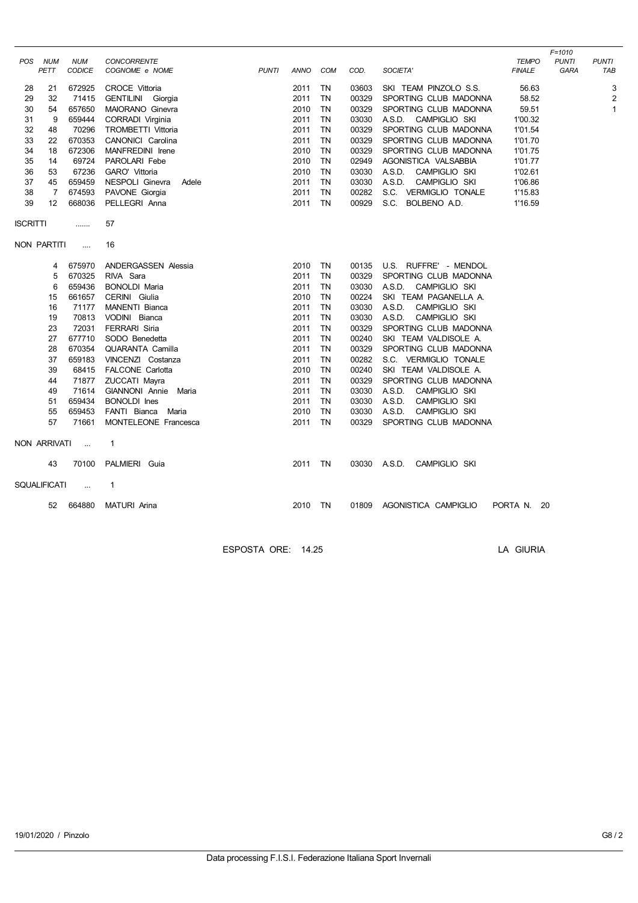| POS | NUM PETT | NUM CODICE | CONCORRENTE COGNOME e NOME | PUNTI | ANNO | COM | COD. | SOCIETA' | TEMPO FINALE | F=1010 PUNTI GARA | PUNTI TAB |
|---|---|---|---|---|---|---|---|---|---|---|---|
| 28 | 21 | 672925 | CROCE Vittoria | | 2011 | TN | 03603 | SKI TEAM PINZOLO S.S. | 56.63 | | 3 |
| 29 | 32 | 71415 | GENTILINI Giorgia | | 2011 | TN | 00329 | SPORTING CLUB MADONNA | 58.52 | | 2 |
| 30 | 54 | 657650 | MAIORANO Ginevra | | 2010 | TN | 00329 | SPORTING CLUB MADONNA | 59.51 | | 1 |
| 31 | 9 | 659444 | CORRADI Virginia | | 2011 | TN | 03030 | A.S.D. CAMPIGLIO SKI | 1'00.32 | | |
| 32 | 48 | 70296 | TROMBETTI Vittoria | | 2011 | TN | 00329 | SPORTING CLUB MADONNA | 1'01.54 | | |
| 33 | 22 | 670353 | CANONICI Carolina | | 2011 | TN | 00329 | SPORTING CLUB MADONNA | 1'01.70 | | |
| 34 | 18 | 672306 | MANFREDINI Irene | | 2010 | TN | 00329 | SPORTING CLUB MADONNA | 1'01.75 | | |
| 35 | 14 | 69724 | PAROLARI Febe | | 2010 | TN | 02949 | AGONISTICA VALSABBIA | 1'01.77 | | |
| 36 | 53 | 67236 | GARO' Vittoria | | 2010 | TN | 03030 | A.S.D. CAMPIGLIO SKI | 1'02.61 | | |
| 37 | 45 | 659459 | NESPOLI Ginevra Adele | | 2011 | TN | 03030 | A.S.D. CAMPIGLIO SKI | 1'06.86 | | |
| 38 | 7 | 674593 | PAVONE Giorgia | | 2011 | TN | 00282 | S.C. VERMIGLIO TONALE | 1'15.83 | | |
| 39 | 12 | 668036 | PELLEGRI Anna | | 2011 | TN | 00929 | S.C. BOLBENO A.D. | 1'16.59 | | |

ISCRITTI ....... 57

NON PARTITI .... 16

| NUM PETT | NUM CODICE | COGNOME e NOME | ANNO | COM | COD. | SOCIETA' |
|---|---|---|---|---|---|---|
| 4 | 675970 | ANDERGASSEN Alessia | 2010 | TN | 00135 | U.S. RUFFRE' - MENDOL |
| 5 | 670325 | RIVA Sara | 2011 | TN | 00329 | SPORTING CLUB MADONNA |
| 6 | 659436 | BONOLDI Maria | 2011 | TN | 03030 | A.S.D. CAMPIGLIO SKI |
| 15 | 661657 | CERINI Giulia | 2010 | TN | 00224 | SKI TEAM PAGANELLA A. |
| 16 | 71177 | MANENTI Bianca | 2011 | TN | 03030 | A.S.D. CAMPIGLIO SKI |
| 19 | 70813 | VODINI Bianca | 2011 | TN | 03030 | A.S.D. CAMPIGLIO SKI |
| 23 | 72031 | FERRARI Siria | 2011 | TN | 00329 | SPORTING CLUB MADONNA |
| 27 | 677710 | SODO Benedetta | 2011 | TN | 00240 | SKI TEAM VALDISOLE A. |
| 28 | 670354 | QUARANTA Camilla | 2011 | TN | 00329 | SPORTING CLUB MADONNA |
| 37 | 659183 | VINCENZI Costanza | 2011 | TN | 00282 | S.C. VERMIGLIO TONALE |
| 39 | 68415 | FALCONE Carlotta | 2010 | TN | 00240 | SKI TEAM VALDISOLE A. |
| 44 | 71877 | ZUCCATI Mayra | 2011 | TN | 00329 | SPORTING CLUB MADONNA |
| 49 | 71614 | GIANNONI Annie Maria | 2011 | TN | 03030 | A.S.D. CAMPIGLIO SKI |
| 51 | 659434 | BONOLDI Ines | 2011 | TN | 03030 | A.S.D. CAMPIGLIO SKI |
| 55 | 659453 | FANTI Bianca Maria | 2010 | TN | 03030 | A.S.D. CAMPIGLIO SKI |
| 57 | 71661 | MONTELEONE Francesca | 2011 | TN | 00329 | SPORTING CLUB MADONNA |

NON ARRIVATI ... 1

| NUM PETT | NUM CODICE | COGNOME e NOME | ANNO | COM | COD. | SOCIETA' |
|---|---|---|---|---|---|---|
| 43 | 70100 | PALMIERI Guia | 2011 | TN | 03030 | A.S.D. CAMPIGLIO SKI |

SQUALIFICATI ... 1

| NUM PETT | NUM CODICE | COGNOME e NOME | ANNO | COM | COD. | SOCIETA' | |
|---|---|---|---|---|---|---|---|
| 52 | 664880 | MATURI Arina | 2010 | TN | 01809 | AGONISTICA CAMPIGLIO | PORTA N. 20 |

ESPOSTA ORE: 14.25

LA GIURIA

19/01/2020 / Pinzolo

Data processing F.I.S.I. Federazione Italiana Sport Invernali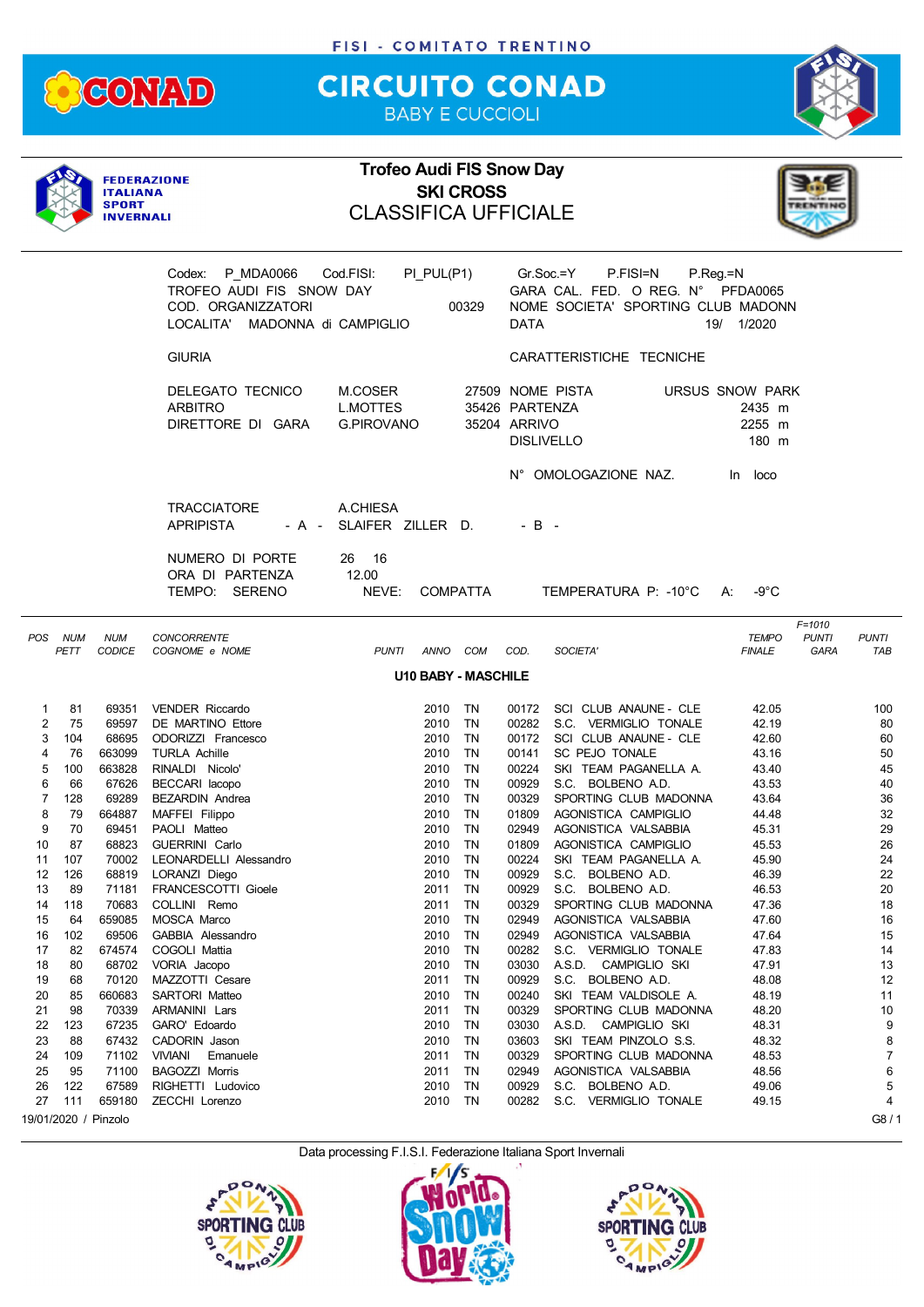FISI - COMITATO TRENTINO

# CIRCUITO CONAD

BABY E CUCCIOLI

FEDERAZIONE ITALIANA SPORT INVERNALI

## Trofeo Audi FIS Snow Day
## SKI CROSS
## CLASSIFICA UFFICIALE

Codex: P_MDA0066 Cod.FISI: PI_PUL(P1) Gr.Soc.=Y P.FISI=N P.Reg.=N
TROFEO AUDI FIS SNOW DAY GARA CAL. FED. O REG. N° PFDA0065
COD. ORGANIZZATORI 00329 NOME SOCIETA' SPORTING CLUB MADONN
LOCALITA' MADONNA di CAMPIGLIO DATA 19/ 1/2020

GIURIA

DELEGATO TECNICO M.COSER 27509
ARBITRO L.MOTTES 35426
DIRETTORE DI GARA G.PIROVANO 35204

CARATTERISTICHE TECNICHE

NOME PISTA URSUS SNOW PARK
PARTENZA 2435 m
ARRIVO 2255 m
DISLIVELLO 180 m

N° OMOLOGAZIONE NAZ. In loco

TRACCIATORE A.CHIESA
APRIPISTA - A - SLAIFER ZILLER D. - B -

NUMERO DI PORTE 26 16
ORA DI PARTENZA 12.00
TEMPO: SERENO NEVE: COMPATTA TEMPERATURA P: -10°C A: -9°C

### U10 BABY - MASCHILE

| POS | NUM PETT | NUM CODICE | CONCORRENTE COGNOME e NOME | PUNTI | ANNO | COM | COD. | SOCIETA' | TEMPO FINALE | F=1010 PUNTI GARA | PUNTI TAB |
|---|---|---|---|---|---|---|---|---|---|---|---|
| 1 | 81 | 69351 | VENDER Riccardo | | 2010 | TN | 00172 | SCI CLUB ANAUNE - CLE | 42.05 | | 100 |
| 2 | 75 | 69597 | DE MARTINO Ettore | | 2010 | TN | 00282 | S.C. VERMIGLIO TONALE | 42.19 | | 80 |
| 3 | 104 | 68695 | ODORIZZI Francesco | | 2010 | TN | 00172 | SCI CLUB ANAUNE - CLE | 42.60 | | 60 |
| 4 | 76 | 663099 | TURLA Achille | | 2010 | TN | 00141 | SC PEJO TONALE | 43.16 | | 50 |
| 5 | 100 | 663828 | RINALDI Nicolo' | | 2010 | TN | 00224 | SKI TEAM PAGANELLA A. | 43.40 | | 45 |
| 6 | 66 | 67626 | BECCARI Iacopo | | 2010 | TN | 00929 | S.C. BOLBENO A.D. | 43.53 | | 40 |
| 7 | 128 | 69289 | BEZARDIN Andrea | | 2010 | TN | 00329 | SPORTING CLUB MADONNA | 43.64 | | 36 |
| 8 | 79 | 664887 | MAFFEI Filippo | | 2010 | TN | 01809 | AGONISTICA CAMPIGLIO | 44.48 | | 32 |
| 9 | 70 | 69451 | PAOLI Matteo | | 2010 | TN | 02949 | AGONISTICA VALSABBIA | 45.31 | | 29 |
| 10 | 87 | 68823 | GUERRINI Carlo | | 2010 | TN | 01809 | AGONISTICA CAMPIGLIO | 45.53 | | 26 |
| 11 | 107 | 70002 | LEONARDELLI Alessandro | | 2010 | TN | 00224 | SKI TEAM PAGANELLA A. | 45.90 | | 24 |
| 12 | 126 | 68819 | LORANZI Diego | | 2010 | TN | 00929 | S.C. BOLBENO A.D. | 46.39 | | 22 |
| 13 | 89 | 71181 | FRANCESCOTTI Gioele | | 2011 | TN | 00929 | S.C. BOLBENO A.D. | 46.53 | | 20 |
| 14 | 118 | 70683 | COLLINI Remo | | 2011 | TN | 00329 | SPORTING CLUB MADONNA | 47.36 | | 18 |
| 15 | 64 | 659085 | MOSCA Marco | | 2010 | TN | 02949 | AGONISTICA VALSABBIA | 47.60 | | 16 |
| 16 | 102 | 69506 | GABBIA Alessandro | | 2010 | TN | 02949 | AGONISTICA VALSABBIA | 47.64 | | 15 |
| 17 | 82 | 674574 | COGOLI Mattia | | 2010 | TN | 00282 | S.C. VERMIGLIO TONALE | 47.83 | | 14 |
| 18 | 80 | 68702 | VORIA Jacopo | | 2010 | TN | 03030 | A.S.D. CAMPIGLIO SKI | 47.91 | | 13 |
| 19 | 68 | 70120 | MAZZOTTI Cesare | | 2011 | TN | 00929 | S.C. BOLBENO A.D. | 48.08 | | 12 |
| 20 | 85 | 660683 | SARTORI Matteo | | 2010 | TN | 00240 | SKI TEAM VALDISOLE A. | 48.19 | | 11 |
| 21 | 98 | 70339 | ARMANINI Lars | | 2011 | TN | 00329 | SPORTING CLUB MADONNA | 48.20 | | 10 |
| 22 | 123 | 67235 | GARO' Edoardo | | 2010 | TN | 03030 | A.S.D. CAMPIGLIO SKI | 48.31 | | 9 |
| 23 | 88 | 67432 | CADORIN Jason | | 2010 | TN | 03603 | SKI TEAM PINZOLO S.S. | 48.32 | | 8 |
| 24 | 109 | 71102 | VIVIANI Emanuele | | 2011 | TN | 00329 | SPORTING CLUB MADONNA | 48.53 | | 7 |
| 25 | 95 | 71100 | BAGOZZI Morris | | 2011 | TN | 02949 | AGONISTICA VALSABBIA | 48.56 | | 6 |
| 26 | 122 | 67589 | RIGHETTI Ludovico | | 2010 | TN | 00929 | S.C. BOLBENO A.D. | 49.06 | | 5 |
| 27 | 111 | 659180 | ZECCHI Lorenzo | | 2010 | TN | 00282 | S.C. VERMIGLIO TONALE | 49.15 | | 4 |

19/01/2020 / Pinzolo

Data processing F.I.S.I. Federazione Italiana Sport Invernali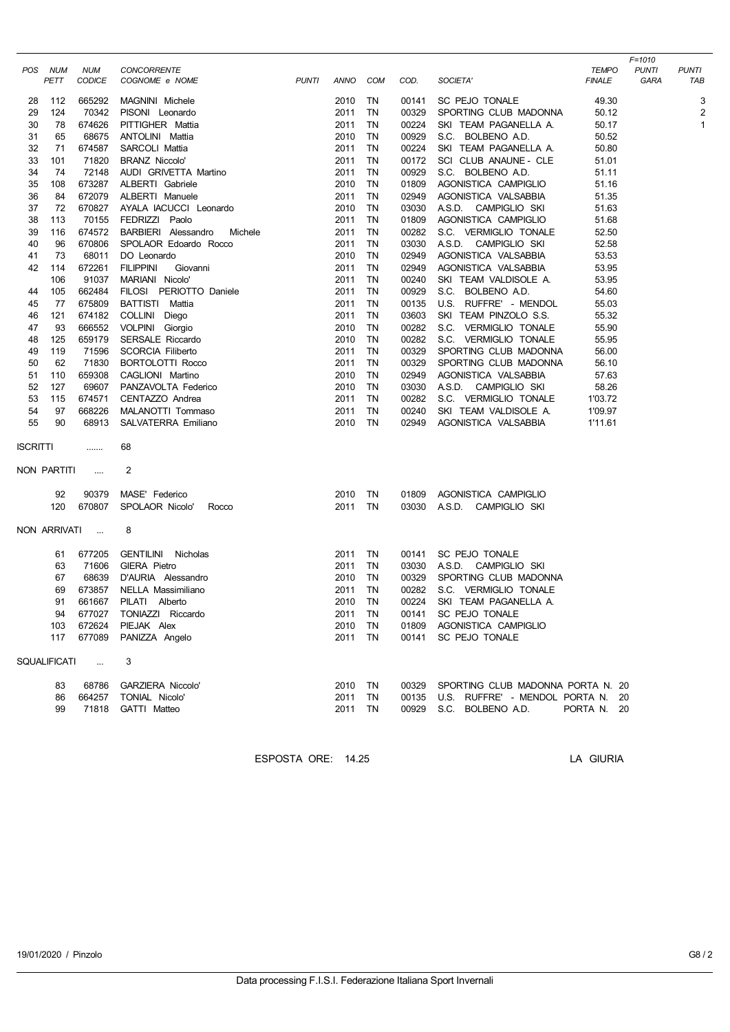| POS | NUM PETT | NUM CODICE | CONCORRENTE COGNOME e NOME | PUNTI | ANNO | COM | COD. | SOCIETA' | TEMPO FINALE | F=1010 PUNTI GARA | PUNTI TAB |
|---|---|---|---|---|---|---|---|---|---|---|---|
| 28 | 112 | 665292 | MAGNINI Michele | | 2010 | TN | 00141 | SC PEJO TONALE | 49.30 | | 3 |
| 29 | 124 | 70342 | PISONI Leonardo | | 2011 | TN | 00329 | SPORTING CLUB MADONNA | 50.12 | | 2 |
| 30 | 78 | 674626 | PITTIGHER Mattia | | 2011 | TN | 00224 | SKI TEAM PAGANELLA A. | 50.17 | | 1 |
| 31 | 65 | 68675 | ANTOLINI Mattia | | 2010 | TN | 00929 | S.C. BOLBENO A.D. | 50.52 | | |
| 32 | 71 | 674587 | SARCOLI Mattia | | 2011 | TN | 00224 | SKI TEAM PAGANELLA A. | 50.80 | | |
| 33 | 101 | 71820 | BRANZ Niccolo' | | 2011 | TN | 00172 | SCI CLUB ANAUNE - CLE | 51.01 | | |
| 34 | 74 | 72148 | AUDI GRIVETTA Martino | | 2011 | TN | 00929 | S.C. BOLBENO A.D. | 51.11 | | |
| 35 | 108 | 673287 | ALBERTI Gabriele | | 2010 | TN | 01809 | AGONISTICA CAMPIGLIO | 51.16 | | |
| 36 | 84 | 672079 | ALBERTI Manuele | | 2011 | TN | 02949 | AGONISTICA VALSABBIA | 51.35 | | |
| 37 | 72 | 670827 | AYALA IACUCCI Leonardo | | 2010 | TN | 03030 | A.S.D. CAMPIGLIO SKI | 51.63 | | |
| 38 | 113 | 70155 | FEDRIZZI Paolo | | 2011 | TN | 01809 | AGONISTICA CAMPIGLIO | 51.68 | | |
| 39 | 116 | 674572 | BARBIERI Alessandro Michele | | 2011 | TN | 00282 | S.C. VERMIGLIO TONALE | 52.50 | | |
| 40 | 96 | 670806 | SPOLAOR Edoardo Rocco | | 2011 | TN | 03030 | A.S.D. CAMPIGLIO SKI | 52.58 | | |
| 41 | 73 | 68011 | DO Leonardo | | 2010 | TN | 02949 | AGONISTICA VALSABBIA | 53.53 | | |
| 42 | 114 | 672261 | FILIPPINI Giovanni | | 2011 | TN | 02949 | AGONISTICA VALSABBIA | 53.95 | | |
| | 106 | 91037 | MARIANI Nicolo' | | 2011 | TN | 00240 | SKI TEAM VALDISOLE A. | 53.95 | | |
| 44 | 105 | 662484 | FILOSI PERIOTTO Daniele | | 2011 | TN | 00929 | S.C. BOLBENO A.D. | 54.60 | | |
| 45 | 77 | 675809 | BATTISTI Mattia | | 2011 | TN | 00135 | U.S. RUFFRE' - MENDOL | 55.03 | | |
| 46 | 121 | 674182 | COLLINI Diego | | 2011 | TN | 03603 | SKI TEAM PINZOLO S.S. | 55.32 | | |
| 47 | 93 | 666552 | VOLPINI Giorgio | | 2010 | TN | 00282 | S.C. VERMIGLIO TONALE | 55.90 | | |
| 48 | 125 | 659179 | SERSALE Riccardo | | 2010 | TN | 00282 | S.C. VERMIGLIO TONALE | 55.95 | | |
| 49 | 119 | 71596 | SCORCIA Filiberto | | 2011 | TN | 00329 | SPORTING CLUB MADONNA | 56.00 | | |
| 50 | 62 | 71830 | BORTOLOTTI Rocco | | 2011 | TN | 00329 | SPORTING CLUB MADONNA | 56.10 | | |
| 51 | 110 | 659308 | CAGLIONI Martino | | 2010 | TN | 02949 | AGONISTICA VALSABBIA | 57.63 | | |
| 52 | 127 | 69607 | PANZAVOLTA Federico | | 2010 | TN | 03030 | A.S.D. CAMPIGLIO SKI | 58.26 | | |
| 53 | 115 | 674571 | CENTAZZO Andrea | | 2011 | TN | 00282 | S.C. VERMIGLIO TONALE | 1'03.72 | | |
| 54 | 97 | 668226 | MALANOTTI Tommaso | | 2011 | TN | 00240 | SKI TEAM VALDISOLE A. | 1'09.97 | | |
| 55 | 90 | 68913 | SALVATERRA Emiliano | | 2010 | TN | 02949 | AGONISTICA VALSABBIA | 1'11.61 | | |

ISCRITTI ....... 68

NON PARTITI .... 2

| NUM PETT | NUM CODICE | COGNOME e NOME | ANNO | COM | COD. | SOCIETA' |
|---|---|---|---|---|---|---|
| 92 | 90379 | MASE' Federico | 2010 | TN | 01809 | AGONISTICA CAMPIGLIO |
| 120 | 670807 | SPOLAOR Nicolo' Rocco | 2011 | TN | 03030 | A.S.D. CAMPIGLIO SKI |

NON ARRIVATI ... 8

| NUM PETT | NUM CODICE | COGNOME e NOME | ANNO | COM | COD. | SOCIETA' |
|---|---|---|---|---|---|---|
| 61 | 677205 | GENTILINI Nicholas | 2011 | TN | 00141 | SC PEJO TONALE |
| 63 | 71606 | GIERA Pietro | 2011 | TN | 03030 | A.S.D. CAMPIGLIO SKI |
| 67 | 68639 | D'AURIA Alessandro | 2010 | TN | 00329 | SPORTING CLUB MADONNA |
| 69 | 673857 | NELLA Massimiliano | 2011 | TN | 00282 | S.C. VERMIGLIO TONALE |
| 91 | 661667 | PILATI Alberto | 2010 | TN | 00224 | SKI TEAM PAGANELLA A. |
| 94 | 677027 | TONIAZZI Riccardo | 2011 | TN | 00141 | SC PEJO TONALE |
| 103 | 672624 | PIEJAK Alex | 2010 | TN | 01809 | AGONISTICA CAMPIGLIO |
| 117 | 677089 | PANIZZA Angelo | 2011 | TN | 00141 | SC PEJO TONALE |

SQUALIFICATI ... 3

| NUM PETT | NUM CODICE | COGNOME e NOME | ANNO | COM | COD. | SOCIETA' | |
|---|---|---|---|---|---|---|---|
| 83 | 68786 | GARZIERA Niccolo' | 2010 | TN | 00329 | SPORTING CLUB MADONNA | PORTA N. 20 |
| 86 | 664257 | TONIAL Nicolo' | 2011 | TN | 00135 | U.S. RUFFRE' - MENDOL | PORTA N. 20 |
| 99 | 71818 | GATTI Matteo | 2011 | TN | 00929 | S.C. BOLBENO A.D. | PORTA N. 20 |

ESPOSTA ORE: 14.25

LA GIURIA

19/01/2020 / Pinzolo

G8 / 2

Data processing F.I.S.I. Federazione Italiana Sport Invernali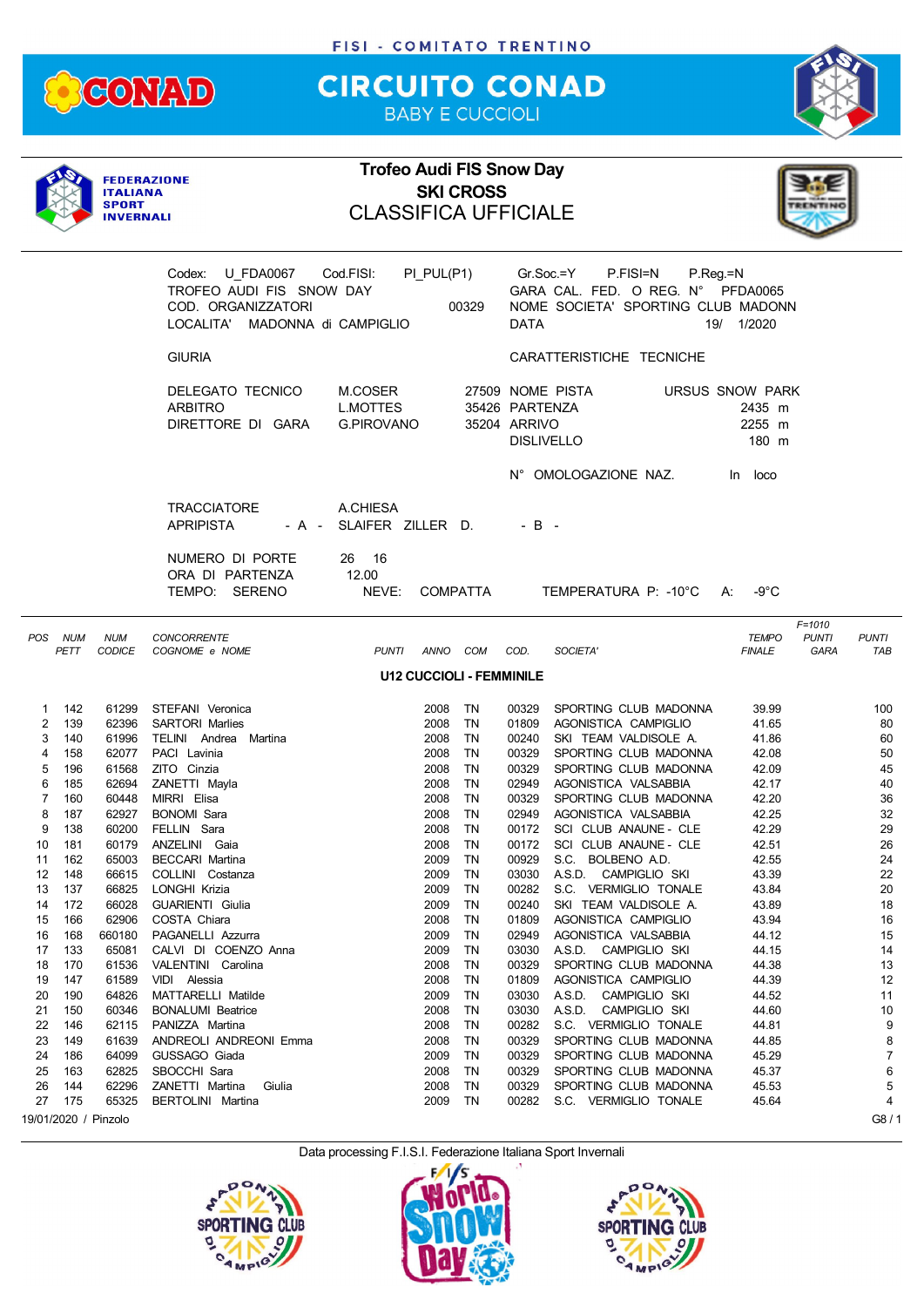FISI - COMITATO TRENTINO

# CIRCUITO CONAD

BABY E CUCCIOLI

FEDERAZIONE ITALIANA SPORT INVERNALI

## Trofeo Audi FIS Snow Day
## SKI CROSS
## CLASSIFICA UFFICIALE

Codex: U_FDA0067 Cod.FISI: PI_PUL(P1) Gr.Soc.=Y P.FISI=N P.Reg.=N
TROFEO AUDI FIS SNOW DAY GARA CAL. FED. O REG. N° PFDA0065
COD. ORGANIZZATORI 00329 NOME SOCIETA' SPORTING CLUB MADONN
LOCALITA' MADONNA di CAMPIGLIO DATA 19/ 1/2020

GIURIA | CARATTERISTICHE TECNICHE

DELEGATO TECNICO M.COSER 27509 NOME PISTA URSUS SNOW PARK
ARBITRO L.MOTTES 35426 PARTENZA 2435 m
DIRETTORE DI GARA G.PIROVANO 35204 ARRIVO 2255 m
DISLIVELLO 180 m

N° OMOLOGAZIONE NAZ. In loco

TRACCIATORE A.CHIESA
APRIPISTA - A - SLAIFER ZILLER D. - B -

NUMERO DI PORTE 26 16
ORA DI PARTENZA 12.00
TEMPO: SERENO NEVE: COMPATTA TEMPERATURA P: -10°C A: -9°C

F=1010

### U12 CUCCIOLI - FEMMINILE

| POS | NUM PETT | NUM CODICE | CONCORRENTE COGNOME e NOME | PUNTI | ANNO | COM | COD. | SOCIETA' | TEMPO FINALE | PUNTI GARA | PUNTI TAB |
|---|---|---|---|---|---|---|---|---|---|---|---|
| 1 | 142 | 61299 | STEFANI Veronica | | 2008 | TN | 00329 | SPORTING CLUB MADONNA | 39.99 | | 100 |
| 2 | 139 | 62396 | SARTORI Marlies | | 2008 | TN | 01809 | AGONISTICA CAMPIGLIO | 41.65 | | 80 |
| 3 | 140 | 61996 | TELINI Andrea Martina | | 2008 | TN | 00240 | SKI TEAM VALDISOLE A. | 41.86 | | 60 |
| 4 | 158 | 62077 | PACI Lavinia | | 2008 | TN | 00329 | SPORTING CLUB MADONNA | 42.08 | | 50 |
| 5 | 196 | 61568 | ZITO Cinzia | | 2008 | TN | 00329 | SPORTING CLUB MADONNA | 42.09 | | 45 |
| 6 | 185 | 62694 | ZANETTI Mayla | | 2008 | TN | 02949 | AGONISTICA VALSABBIA | 42.17 | | 40 |
| 7 | 160 | 60448 | MIRRI Elisa | | 2008 | TN | 00329 | SPORTING CLUB MADONNA | 42.20 | | 36 |
| 8 | 187 | 62927 | BONOMI Sara | | 2008 | TN | 02949 | AGONISTICA VALSABBIA | 42.25 | | 32 |
| 9 | 138 | 60200 | FELLIN Sara | | 2008 | TN | 00172 | SCI CLUB ANAUNE - CLE | 42.29 | | 29 |
| 10 | 181 | 60179 | ANZELINI Gaia | | 2008 | TN | 00172 | SCI CLUB ANAUNE - CLE | 42.51 | | 26 |
| 11 | 162 | 65003 | BECCARI Martina | | 2009 | TN | 00929 | S.C. BOLBENO A.D. | 42.55 | | 24 |
| 12 | 148 | 66615 | COLLINI Costanza | | 2009 | TN | 03030 | A.S.D. CAMPIGLIO SKI | 43.39 | | 22 |
| 13 | 137 | 66825 | LONGHI Krizia | | 2009 | TN | 00282 | S.C. VERMIGLIO TONALE | 43.84 | | 20 |
| 14 | 172 | 66028 | GUARIENTI Giulia | | 2009 | TN | 00240 | SKI TEAM VALDISOLE A. | 43.89 | | 18 |
| 15 | 166 | 62906 | COSTA Chiara | | 2008 | TN | 01809 | AGONISTICA CAMPIGLIO | 43.94 | | 16 |
| 16 | 168 | 660180 | PAGANELLI Azzurra | | 2009 | TN | 02949 | AGONISTICA VALSABBIA | 44.12 | | 15 |
| 17 | 133 | 65081 | CALVI DI COENZO Anna | | 2009 | TN | 03030 | A.S.D. CAMPIGLIO SKI | 44.15 | | 14 |
| 18 | 170 | 61536 | VALENTINI Carolina | | 2008 | TN | 00329 | SPORTING CLUB MADONNA | 44.38 | | 13 |
| 19 | 147 | 61589 | VIDI Alessia | | 2008 | TN | 01809 | AGONISTICA CAMPIGLIO | 44.39 | | 12 |
| 20 | 190 | 64826 | MATTARELLI Matilde | | 2009 | TN | 03030 | A.S.D. CAMPIGLIO SKI | 44.52 | | 11 |
| 21 | 150 | 60346 | BONALUMI Beatrice | | 2008 | TN | 03030 | A.S.D. CAMPIGLIO SKI | 44.60 | | 10 |
| 22 | 146 | 62115 | PANIZZA Martina | | 2008 | TN | 00282 | S.C. VERMIGLIO TONALE | 44.81 | | 9 |
| 23 | 149 | 61639 | ANDREOLI ANDREONI Emma | | 2008 | TN | 00329 | SPORTING CLUB MADONNA | 44.85 | | 8 |
| 24 | 186 | 64099 | GUSSAGO Giada | | 2009 | TN | 00329 | SPORTING CLUB MADONNA | 45.29 | | 7 |
| 25 | 163 | 62825 | SBOCCHI Sara | | 2008 | TN | 00329 | SPORTING CLUB MADONNA | 45.37 | | 6 |
| 26 | 144 | 62296 | ZANETTI Martina Giulia | | 2008 | TN | 00329 | SPORTING CLUB MADONNA | 45.53 | | 5 |
| 27 | 175 | 65325 | BERTOLINI Martina | | 2009 | TN | 00282 | S.C. VERMIGLIO TONALE | 45.64 | | 4 |

19/01/2020 / Pinzolo G8 / 1

Data processing F.I.S.I. Federazione Italiana Sport Invernali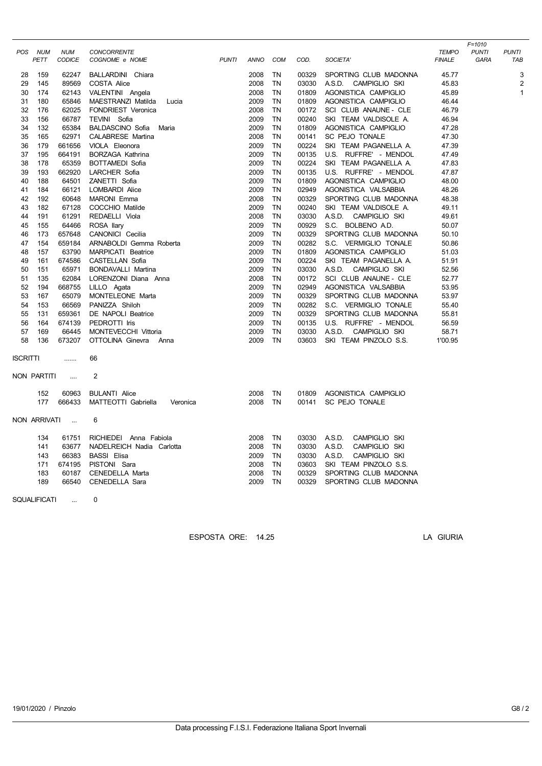| POS | NUM PETT | NUM CODICE | CONCORRENTE COGNOME e NOME | PUNTI | ANNO | COM | COD. | SOCIETA' | TEMPO FINALE | F=1010 PUNTI GARA | PUNTI TAB |
|---|---|---|---|---|---|---|---|---|---|---|---|
| 28 | 159 | 62247 | BALLARDINI Chiara | | 2008 | TN | 00329 | SPORTING CLUB MADONNA | 45.77 | | 3 |
| 29 | 145 | 89569 | COSTA Alice | | 2008 | TN | 03030 | A.S.D. CAMPIGLIO SKI | 45.83 | | 2 |
| 30 | 174 | 62143 | VALENTINI Angela | | 2008 | TN | 01809 | AGONISTICA CAMPIGLIO | 45.89 | | 1 |
| 31 | 180 | 65846 | MAESTRANZI Matilda Lucia | | 2009 | TN | 01809 | AGONISTICA CAMPIGLIO | 46.44 | | |
| 32 | 176 | 62025 | FONDRIEST Veronica | | 2008 | TN | 00172 | SCI CLUB ANAUNE - CLE | 46.79 | | |
| 33 | 156 | 66787 | TEVINI Sofia | | 2009 | TN | 00240 | SKI TEAM VALDISOLE A. | 46.94 | | |
| 34 | 132 | 65384 | BALDASCINO Sofia Maria | | 2009 | TN | 01809 | AGONISTICA CAMPIGLIO | 47.28 | | |
| 35 | 165 | 62971 | CALABRESE Martina | | 2008 | TN | 00141 | SC PEJO TONALE | 47.30 | | |
| 36 | 179 | 661656 | VIOLA Eleonora | | 2009 | TN | 00224 | SKI TEAM PAGANELLA A. | 47.39 | | |
| 37 | 195 | 664191 | BORZAGA Kathrina | | 2009 | TN | 00135 | U.S. RUFFRE' - MENDOL | 47.49 | | |
| 38 | 178 | 65359 | BOTTAMEDI Sofia | | 2009 | TN | 00224 | SKI TEAM PAGANELLA A. | 47.83 | | |
| 39 | 193 | 662920 | LARCHER Sofia | | 2009 | TN | 00135 | U.S. RUFFRE' - MENDOL | 47.87 | | |
| 40 | 188 | 64501 | ZANETTI Sofia | | 2009 | TN | 01809 | AGONISTICA CAMPIGLIO | 48.00 | | |
| 41 | 184 | 66121 | LOMBARDI Alice | | 2009 | TN | 02949 | AGONISTICA VALSABBIA | 48.26 | | |
| 42 | 192 | 60648 | MARONI Emma | | 2008 | TN | 00329 | SPORTING CLUB MADONNA | 48.38 | | |
| 43 | 182 | 67128 | COCCHIO Matilde | | 2009 | TN | 00240 | SKI TEAM VALDISOLE A. | 49.11 | | |
| 44 | 191 | 61291 | REDAELLI Viola | | 2008 | TN | 03030 | A.S.D. CAMPIGLIO SKI | 49.61 | | |
| 45 | 155 | 64466 | ROSA Ilary | | 2009 | TN | 00929 | S.C. BOLBENO A.D. | 50.07 | | |
| 46 | 173 | 657648 | CANONICI Cecilia | | 2009 | TN | 00329 | SPORTING CLUB MADONNA | 50.10 | | |
| 47 | 154 | 659184 | ARNABOLDI Gemma Roberta | | 2009 | TN | 00282 | S.C. VERMIGLIO TONALE | 50.86 | | |
| 48 | 157 | 63790 | MARPICATI Beatrice | | 2009 | TN | 01809 | AGONISTICA CAMPIGLIO | 51.03 | | |
| 49 | 161 | 674586 | CASTELLAN Sofia | | 2009 | TN | 00224 | SKI TEAM PAGANELLA A. | 51.91 | | |
| 50 | 151 | 65971 | BONDAVALLI Martina | | 2009 | TN | 03030 | A.S.D. CAMPIGLIO SKI | 52.56 | | |
| 51 | 135 | 62084 | LORENZONI Diana Anna | | 2008 | TN | 00172 | SCI CLUB ANAUNE - CLE | 52.77 | | |
| 52 | 194 | 668755 | LILLO Agata | | 2009 | TN | 02949 | AGONISTICA VALSABBIA | 53.95 | | |
| 53 | 167 | 65079 | MONTELEONE Marta | | 2009 | TN | 00329 | SPORTING CLUB MADONNA | 53.97 | | |
| 54 | 153 | 66569 | PANIZZA Shiloh | | 2009 | TN | 00282 | S.C. VERMIGLIO TONALE | 55.40 | | |
| 55 | 131 | 659361 | DE NAPOLI Beatrice | | 2009 | TN | 00329 | SPORTING CLUB MADONNA | 55.81 | | |
| 56 | 164 | 674139 | PEDROTTI Iris | | 2009 | TN | 00135 | U.S. RUFFRE' - MENDOL | 56.59 | | |
| 57 | 169 | 66445 | MONTEVECCHI Vittoria | | 2009 | TN | 03030 | A.S.D. CAMPIGLIO SKI | 58.71 | | |
| 58 | 136 | 673207 | OTTOLINA Ginevra Anna | | 2009 | TN | 03603 | SKI TEAM PINZOLO S.S. | 1'00.95 | | |

ISCRITTI ....... 66

NON PARTITI .... 2

| NUM PETT | NUM CODICE | CONCORRENTE | ANNO | COM | COD. | SOCIETA' |
|---|---|---|---|---|---|---|
| 152 | 60963 | BULANTI Alice | 2008 | TN | 01809 | AGONISTICA CAMPIGLIO |
| 177 | 666433 | MATTEOTTI Gabriella Veronica | 2008 | TN | 00141 | SC PEJO TONALE |

NON ARRIVATI ... 6

| NUM PETT | NUM CODICE | CONCORRENTE | ANNO | COM | COD. | SOCIETA' |
|---|---|---|---|---|---|---|
| 134 | 61751 | RICHIEDEI Anna Fabiola | 2008 | TN | 03030 | A.S.D. CAMPIGLIO SKI |
| 141 | 63677 | NADELREICH Nadia Carlotta | 2008 | TN | 03030 | A.S.D. CAMPIGLIO SKI |
| 143 | 66383 | BASSI Elisa | 2009 | TN | 03030 | A.S.D. CAMPIGLIO SKI |
| 171 | 674195 | PISTONI Sara | 2008 | TN | 03603 | SKI TEAM PINZOLO S.S. |
| 183 | 60187 | CENEDELLA Marta | 2008 | TN | 00329 | SPORTING CLUB MADONNA |
| 189 | 66540 | CENEDELLA Sara | 2009 | TN | 00329 | SPORTING CLUB MADONNA |

SQUALIFICATI ... 0

ESPOSTA ORE: 14.25

LA GIURIA

19/01/2020 / Pinzolo

G8 / 2

Data processing F.I.S.I. Federazione Italiana Sport Invernali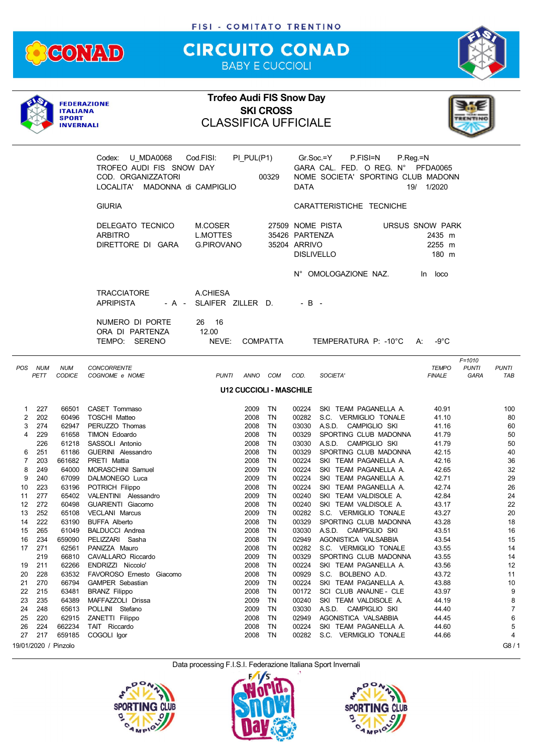FISI - COMITATO TRENTINO

# CIRCUITO CONAD

BABY E CUCCIOLI

FEDERAZIONE ITALIANA SPORT INVERNALI

## Trofeo Audi FIS Snow Day
## SKI CROSS
## CLASSIFICA UFFICIALE

Codex: U_MDA0068 Cod.FISI: PI_PUL(P1) Gr.Soc.=Y P.FISI=N P.Reg.=N
TROFEO AUDI FIS SNOW DAY GARA CAL. FED. O REG. N° PFDA0065
COD. ORGANIZZATORI 00329 NOME SOCIETA' SPORTING CLUB MADONN
LOCALITA' MADONNA di CAMPIGLIO DATA 19/ 1/2020

GIURIA | CARATTERISTICHE TECNICHE

DELEGATO TECNICO M.COSER 27509 NOME PISTA URSUS SNOW PARK
ARBITRO L.MOTTES 35426 PARTENZA 2435 m
DIRETTORE DI GARA G.PIROVANO 35204 ARRIVO 2255 m
DISLIVELLO 180 m

N° OMOLOGAZIONE NAZ. In loco

TRACCIATORE A.CHIESA
APRIPISTA - A - SLAIFER ZILLER D. - B -

NUMERO DI PORTE 26 16
ORA DI PARTENZA 12.00
TEMPO: SERENO NEVE: COMPATTA TEMPERATURA P: -10°C A: -9°C

F=1010

### U12 CUCCIOLI - MASCHILE

| POS | NUM PETT | NUM CODICE | CONCORRENTE COGNOME e NOME | PUNTI | ANNO | COM | COD. | SOCIETA' | TEMPO FINALE | PUNTI GARA | PUNTI TAB |
|---|---|---|---|---|---|---|---|---|---|---|---|
| 1 | 227 | 66501 | CASET Tommaso | | 2009 | TN | 00224 | SKI TEAM PAGANELLA A. | 40.91 | | 100 |
| 2 | 202 | 60496 | TOSCHI Matteo | | 2008 | TN | 00282 | S.C. VERMIGLIO TONALE | 41.10 | | 80 |
| 3 | 274 | 62947 | PERUZZO Thomas | | 2008 | TN | 03030 | A.S.D. CAMPIGLIO SKI | 41.16 | | 60 |
| 4 | 229 | 61658 | TIMON Edoardo | | 2008 | TN | 00329 | SPORTING CLUB MADONNA | 41.79 | | 50 |
| | 226 | 61218 | SASSOLI Antonio | | 2008 | TN | 03030 | A.S.D. CAMPIGLIO SKI | 41.79 | | 50 |
| 6 | 251 | 61186 | GUERINI Alessandro | | 2008 | TN | 00329 | SPORTING CLUB MADONNA | 42.15 | | 40 |
| 7 | 203 | 661682 | PRETI Mattia | | 2008 | TN | 00224 | SKI TEAM PAGANELLA A. | 42.16 | | 36 |
| 8 | 249 | 64000 | MORASCHINI Samuel | | 2009 | TN | 00224 | SKI TEAM PAGANELLA A. | 42.65 | | 32 |
| 9 | 240 | 67099 | DALMONEGO Luca | | 2009 | TN | 00224 | SKI TEAM PAGANELLA A. | 42.71 | | 29 |
| 10 | 223 | 63196 | POTRICH Filippo | | 2008 | TN | 00224 | SKI TEAM PAGANELLA A. | 42.74 | | 26 |
| 11 | 277 | 65402 | VALENTINI Alessandro | | 2009 | TN | 00240 | SKI TEAM VALDISOLE A. | 42.84 | | 24 |
| 12 | 272 | 60498 | GUARIENTI Giacomo | | 2008 | TN | 00240 | SKI TEAM VALDISOLE A. | 43.17 | | 22 |
| 13 | 252 | 65108 | VECLANI Marcus | | 2009 | TN | 00282 | S.C. VERMIGLIO TONALE | 43.27 | | 20 |
| 14 | 222 | 63190 | BUFFA Alberto | | 2008 | TN | 00329 | SPORTING CLUB MADONNA | 43.28 | | 18 |
| 15 | 265 | 61049 | BALDUCCI Andrea | | 2008 | TN | 03030 | A.S.D. CAMPIGLIO SKI | 43.51 | | 16 |
| 16 | 234 | 659090 | PELIZZARI Sasha | | 2008 | TN | 02949 | AGONISTICA VALSABBIA | 43.54 | | 15 |
| 17 | 271 | 62561 | PANIZZA Mauro | | 2008 | TN | 00282 | S.C. VERMIGLIO TONALE | 43.55 | | 14 |
| | 219 | 66810 | CAVALLARO Riccardo | | 2009 | TN | 00329 | SPORTING CLUB MADONNA | 43.55 | | 14 |
| 19 | 211 | 62266 | ENDRIZZI Niccolo' | | 2008 | TN | 00224 | SKI TEAM PAGANELLA A. | 43.56 | | 12 |
| 20 | 228 | 63532 | FAVOROSO Ernesto Giacomo | | 2008 | TN | 00929 | S.C. BOLBENO A.D. | 43.72 | | 11 |
| 21 | 270 | 66794 | GAMPER Sebastian | | 2009 | TN | 00224 | SKI TEAM PAGANELLA A. | 43.88 | | 10 |
| 22 | 215 | 63481 | BRANZ Filippo | | 2008 | TN | 00172 | SCI CLUB ANAUNE - CLE | 43.97 | | 9 |
| 23 | 235 | 64389 | MAFFAZZOLI Drissa | | 2009 | TN | 00240 | SKI TEAM VALDISOLE A. | 44.19 | | 8 |
| 24 | 248 | 65613 | POLLINI Stefano | | 2009 | TN | 03030 | A.S.D. CAMPIGLIO SKI | 44.40 | | 7 |
| 25 | 220 | 62915 | ZANETTI Filippo | | 2008 | TN | 02949 | AGONISTICA VALSABBIA | 44.45 | | 6 |
| 26 | 224 | 662234 | TAIT Riccardo | | 2008 | TN | 00224 | SKI TEAM PAGANELLA A. | 44.60 | | 5 |
| 27 | 217 | 659185 | COGOLI Igor | | 2008 | TN | 00282 | S.C. VERMIGLIO TONALE | 44.66 | | 4 |

19/01/2020 / Pinzolo G8 / 1

Data processing F.I.S.I. Federazione Italiana Sport Invernali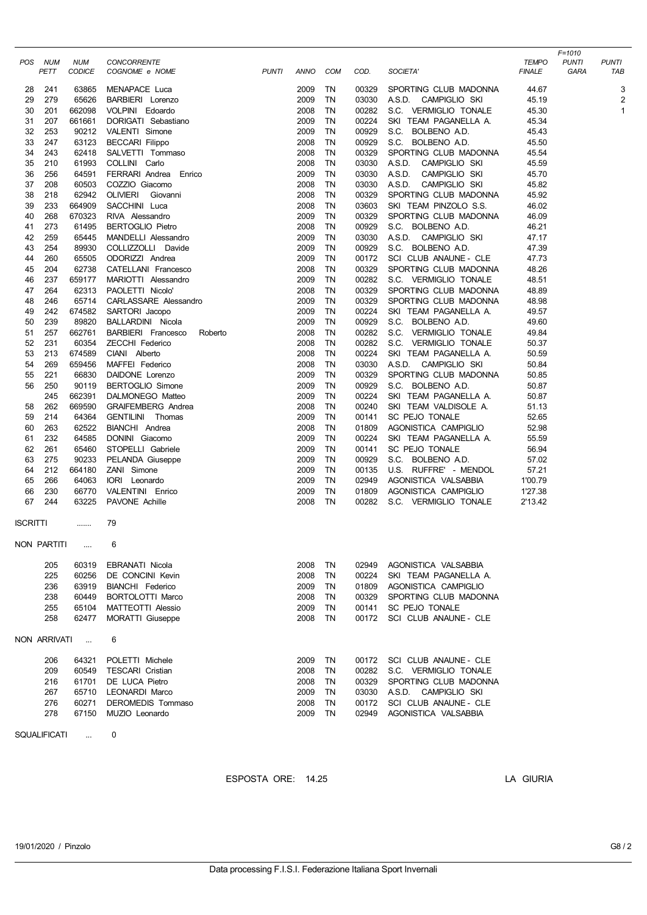| POS | NUM PETT | NUM CODICE | CONCORRENTE COGNOME e NOME | PUNTI | ANNO | COM | COD. | SOCIETA' | TEMPO FINALE | F=1010 PUNTI GARA | PUNTI TAB |
|---|---|---|---|---|---|---|---|---|---|---|---|
| 28 | 241 | 63865 | MENAPACE Luca | | 2009 | TN | 00329 | SPORTING CLUB MADONNA | 44.67 | | 3 |
| 29 | 279 | 65626 | BARBIERI Lorenzo | | 2009 | TN | 03030 | A.S.D. CAMPIGLIO SKI | 45.19 | | 2 |
| 30 | 201 | 662098 | VOLPINI Edoardo | | 2008 | TN | 00282 | S.C. VERMIGLIO TONALE | 45.30 | | 1 |
| 31 | 207 | 661661 | DORIGATI Sebastiano | | 2009 | TN | 00224 | SKI TEAM PAGANELLA A. | 45.34 | | |
| 32 | 253 | 90212 | VALENTI Simone | | 2009 | TN | 00929 | S.C. BOLBENO A.D. | 45.43 | | |
| 33 | 247 | 63123 | BECCARI Filippo | | 2008 | TN | 00929 | S.C. BOLBENO A.D. | 45.50 | | |
| 34 | 243 | 62418 | SALVETTI Tommaso | | 2008 | TN | 00329 | SPORTING CLUB MADONNA | 45.54 | | |
| 35 | 210 | 61993 | COLLINI Carlo | | 2008 | TN | 03030 | A.S.D. CAMPIGLIO SKI | 45.59 | | |
| 36 | 256 | 64591 | FERRARI Andrea Enrico | | 2009 | TN | 03030 | A.S.D. CAMPIGLIO SKI | 45.70 | | |
| 37 | 208 | 60503 | COZZIO Giacomo | | 2008 | TN | 03030 | A.S.D. CAMPIGLIO SKI | 45.82 | | |
| 38 | 218 | 62942 | OLIVIERI Giovanni | | 2008 | TN | 00329 | SPORTING CLUB MADONNA | 45.92 | | |
| 39 | 233 | 664909 | SACCHINI Luca | | 2008 | TN | 03603 | SKI TEAM PINZOLO S.S. | 46.02 | | |
| 40 | 268 | 670323 | RIVA Alessandro | | 2009 | TN | 00329 | SPORTING CLUB MADONNA | 46.09 | | |
| 41 | 273 | 61495 | BERTOGLIO Pietro | | 2008 | TN | 00929 | S.C. BOLBENO A.D. | 46.21 | | |
| 42 | 259 | 65445 | MANDELLI Alessandro | | 2009 | TN | 03030 | A.S.D. CAMPIGLIO SKI | 47.17 | | |
| 43 | 254 | 89930 | COLLIZZOLLI Davide | | 2009 | TN | 00929 | S.C. BOLBENO A.D. | 47.39 | | |
| 44 | 260 | 65505 | ODORIZZI Andrea | | 2009 | TN | 00172 | SCI CLUB ANAUNE - CLE | 47.73 | | |
| 45 | 204 | 62738 | CATELLANI Francesco | | 2008 | TN | 00329 | SPORTING CLUB MADONNA | 48.26 | | |
| 46 | 237 | 659177 | MARIOTTI Alessandro | | 2009 | TN | 00282 | S.C. VERMIGLIO TONALE | 48.51 | | |
| 47 | 264 | 62313 | PAOLETTI Nicolo' | | 2008 | TN | 00329 | SPORTING CLUB MADONNA | 48.89 | | |
| 48 | 246 | 65714 | CARLASSARE Alessandro | | 2009 | TN | 00329 | SPORTING CLUB MADONNA | 48.98 | | |
| 49 | 242 | 674582 | SARTORI Jacopo | | 2009 | TN | 00224 | SKI TEAM PAGANELLA A. | 49.57 | | |
| 50 | 239 | 89820 | BALLARDINI Nicola | | 2009 | TN | 00929 | S.C. BOLBENO A.D. | 49.60 | | |
| 51 | 257 | 662761 | BARBIERI Francesco Roberto | | 2008 | TN | 00282 | S.C. VERMIGLIO TONALE | 49.84 | | |
| 52 | 231 | 60354 | ZECCHI Federico | | 2008 | TN | 00282 | S.C. VERMIGLIO TONALE | 50.37 | | |
| 53 | 213 | 674589 | CIANI Alberto | | 2008 | TN | 00224 | SKI TEAM PAGANELLA A. | 50.59 | | |
| 54 | 269 | 659456 | MAFFEI Federico | | 2008 | TN | 03030 | A.S.D. CAMPIGLIO SKI | 50.84 | | |
| 55 | 221 | 66830 | DAIDONE Lorenzo | | 2009 | TN | 00329 | SPORTING CLUB MADONNA | 50.85 | | |
| 56 | 250 | 90119 | BERTOGLIO Simone | | 2009 | TN | 00929 | S.C. BOLBENO A.D. | 50.87 | | |
| | 245 | 662391 | DALMONEGO Matteo | | 2009 | TN | 00224 | SKI TEAM PAGANELLA A. | 50.87 | | |
| 58 | 262 | 669590 | GRAIFEMBERG Andrea | | 2008 | TN | 00240 | SKI TEAM VALDISOLE A. | 51.13 | | |
| 59 | 214 | 64364 | GENTILINI Thomas | | 2009 | TN | 00141 | SC PEJO TONALE | 52.65 | | |
| 60 | 263 | 62522 | BIANCHI Andrea | | 2008 | TN | 01809 | AGONISTICA CAMPIGLIO | 52.98 | | |
| 61 | 232 | 64585 | DONINI Giacomo | | 2009 | TN | 00224 | SKI TEAM PAGANELLA A. | 55.59 | | |
| 62 | 261 | 65460 | STOPELLI Gabriele | | 2009 | TN | 00141 | SC PEJO TONALE | 56.94 | | |
| 63 | 275 | 90233 | PELANDA Giuseppe | | 2009 | TN | 00929 | S.C. BOLBENO A.D. | 57.02 | | |
| 64 | 212 | 664180 | ZANI Simone | | 2009 | TN | 00135 | U.S. RUFFRE' - MENDOL | 57.21 | | |
| 65 | 266 | 64063 | IORI Leonardo | | 2009 | TN | 02949 | AGONISTICA VALSABBIA | 1'00.79 | | |
| 66 | 230 | 66770 | VALENTINI Enrico | | 2009 | TN | 01809 | AGONISTICA CAMPIGLIO | 1'27.38 | | |
| 67 | 244 | 63225 | PAVONE Achille | | 2008 | TN | 00282 | S.C. VERMIGLIO TONALE | 2'13.42 | | |

ISCRITTI ....... 79

NON PARTITI .... 6

| NUM PETT | NUM CODICE | COGNOME e NOME | ANNO | COM | COD. | SOCIETA' |
|---|---|---|---|---|---|---|
| 205 | 60319 | EBRANATI Nicola | 2008 | TN | 02949 | AGONISTICA VALSABBIA |
| 225 | 60256 | DE CONCINI Kevin | 2008 | TN | 00224 | SKI TEAM PAGANELLA A. |
| 236 | 63919 | BIANCHI Federico | 2009 | TN | 01809 | AGONISTICA CAMPIGLIO |
| 238 | 60449 | BORTOLOTTI Marco | 2008 | TN | 00329 | SPORTING CLUB MADONNA |
| 255 | 65104 | MATTEOTTI Alessio | 2009 | TN | 00141 | SC PEJO TONALE |
| 258 | 62477 | MORATTI Giuseppe | 2008 | TN | 00172 | SCI CLUB ANAUNE - CLE |

NON ARRIVATI ... 6

| NUM PETT | NUM CODICE | COGNOME e NOME | ANNO | COM | COD. | SOCIETA' |
|---|---|---|---|---|---|---|
| 206 | 64321 | POLETTI Michele | 2009 | TN | 00172 | SCI CLUB ANAUNE - CLE |
| 209 | 60549 | TESCARI Cristian | 2008 | TN | 00282 | S.C. VERMIGLIO TONALE |
| 216 | 61701 | DE LUCA Pietro | 2008 | TN | 00329 | SPORTING CLUB MADONNA |
| 267 | 65710 | LEONARDI Marco | 2009 | TN | 03030 | A.S.D. CAMPIGLIO SKI |
| 276 | 60271 | DEROMEDIS Tommaso | 2008 | TN | 00172 | SCI CLUB ANAUNE - CLE |
| 278 | 67150 | MUZIO Leonardo | 2009 | TN | 02949 | AGONISTICA VALSABBIA |

SQUALIFICATI ... 0

ESPOSTA ORE: 14.25

LA GIURIA

19/01/2020 / Pinzolo

Data processing F.I.S.I. Federazione Italiana Sport Invernali